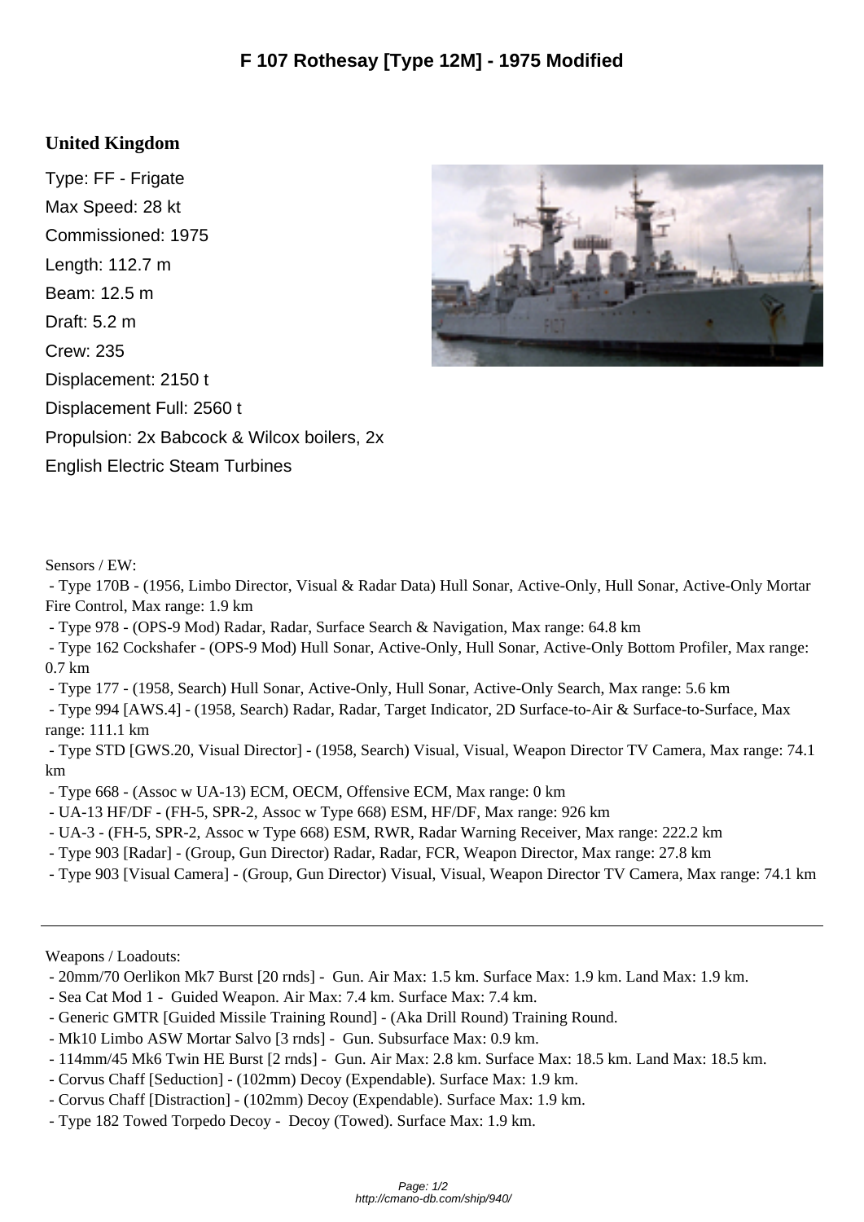# F 107 Rothesay [Type 12M] - 1975 Modified

## United Kingdom

Type: FF - Frigate
Max Speed: 28 kt
Commissioned: 1975
Length: 112.7 m
Beam: 12.5 m
Draft: 5.2 m
Crew: 235
Displacement: 2150 t
Displacement Full: 2560 t
Propulsion: 2x Babcock & Wilcox boilers, 2x English Electric Steam Turbines

Sensors / EW:

- Type 170B - (1956, Limbo Director, Visual & Radar Data) Hull Sonar, Active-Only, Hull Sonar, Active-Only Mortar Fire Control, Max range: 1.9 km
- Type 978 - (OPS-9 Mod) Radar, Radar, Surface Search & Navigation, Max range: 64.8 km
- Type 162 Cockshafer - (OPS-9 Mod) Hull Sonar, Active-Only, Hull Sonar, Active-Only Bottom Profiler, Max range: 0.7 km
- Type 177 - (1958, Search) Hull Sonar, Active-Only, Hull Sonar, Active-Only Search, Max range: 5.6 km
- Type 994 [AWS.4] - (1958, Search) Radar, Radar, Target Indicator, 2D Surface-to-Air & Surface-to-Surface, Max range: 111.1 km
- Type STD [GWS.20, Visual Director] - (1958, Search) Visual, Visual, Weapon Director TV Camera, Max range: 74.1 km
- Type 668 - (Assoc w UA-13) ECM, OECM, Offensive ECM, Max range: 0 km
- UA-13 HF/DF - (FH-5, SPR-2, Assoc w Type 668) ESM, HF/DF, Max range: 926 km
- UA-3 - (FH-5, SPR-2, Assoc w Type 668) ESM, RWR, Radar Warning Receiver, Max range: 222.2 km
- Type 903 [Radar] - (Group, Gun Director) Radar, Radar, FCR, Weapon Director, Max range: 27.8 km
- Type 903 [Visual Camera] - (Group, Gun Director) Visual, Visual, Weapon Director TV Camera, Max range: 74.1 km

---

Weapons / Loadouts:

- 20mm/70 Oerlikon Mk7 Burst [20 rnds] - Gun. Air Max: 1.5 km. Surface Max: 1.9 km. Land Max: 1.9 km.
- Sea Cat Mod 1 - Guided Weapon. Air Max: 7.4 km. Surface Max: 7.4 km.
- Generic GMTR [Guided Missile Training Round] - (Aka Drill Round) Training Round.
- Mk10 Limbo ASW Mortar Salvo [3 rnds] - Gun. Subsurface Max: 0.9 km.
- 114mm/45 Mk6 Twin HE Burst [2 rnds] - Gun. Air Max: 2.8 km. Surface Max: 18.5 km. Land Max: 18.5 km.
- Corvus Chaff [Seduction] - (102mm) Decoy (Expendable). Surface Max: 1.9 km.
- Corvus Chaff [Distraction] - (102mm) Decoy (Expendable). Surface Max: 1.9 km.
- Type 182 Towed Torpedo Decoy - Decoy (Towed). Surface Max: 1.9 km.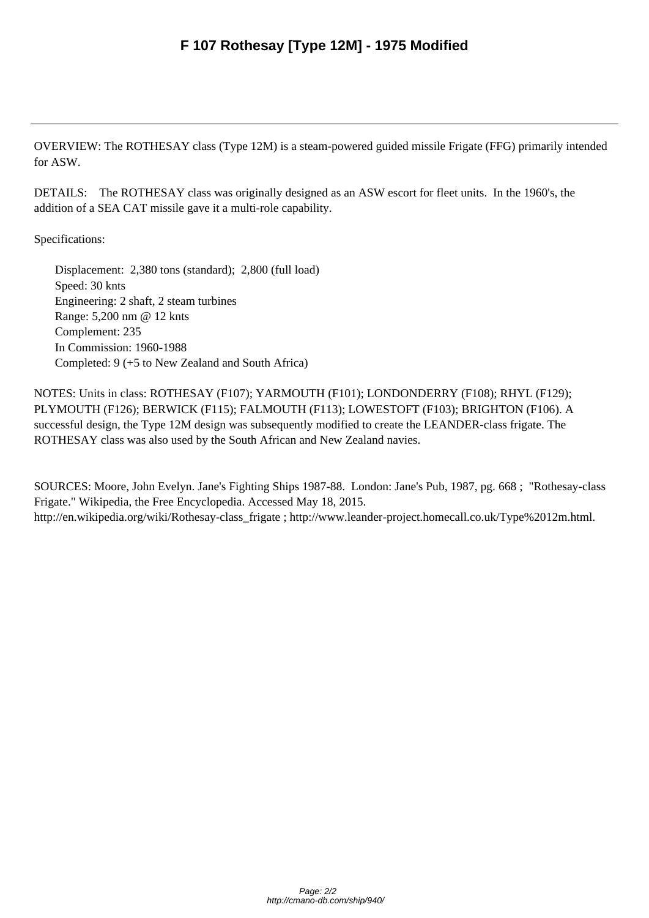# F 107 Rothesay [Type 12M] - 1975 Modified

---

OVERVIEW: The ROTHESAY class (Type 12M) is a steam-powered guided missile Frigate (FFG) primarily intended for ASW.

DETAILS: The ROTHESAY class was originally designed as an ASW escort for fleet units. In the 1960's, the addition of a SEA CAT missile gave it a multi-role capability.

Specifications:

Displacement: 2,380 tons (standard); 2,800 (full load)
Speed: 30 knts
Engineering: 2 shaft, 2 steam turbines
Range: 5,200 nm @ 12 knts
Complement: 235
In Commission: 1960-1988
Completed: 9 (+5 to New Zealand and South Africa)

NOTES: Units in class: ROTHESAY (F107); YARMOUTH (F101); LONDONDERRY (F108); RHYL (F129); PLYMOUTH (F126); BERWICK (F115); FALMOUTH (F113); LOWESTOFT (F103); BRIGHTON (F106). A successful design, the Type 12M design was subsequently modified to create the LEANDER-class frigate. The ROTHESAY class was also used by the South African and New Zealand navies.

SOURCES: Moore, John Evelyn. Jane's Fighting Ships 1987-88. London: Jane's Pub, 1987, pg. 668 ; "Rothesay-class Frigate." Wikipedia, the Free Encyclopedia. Accessed May 18, 2015. http://en.wikipedia.org/wiki/Rothesay-class_frigate ; http://www.leander-project.homecall.co.uk/Type%2012m.html.